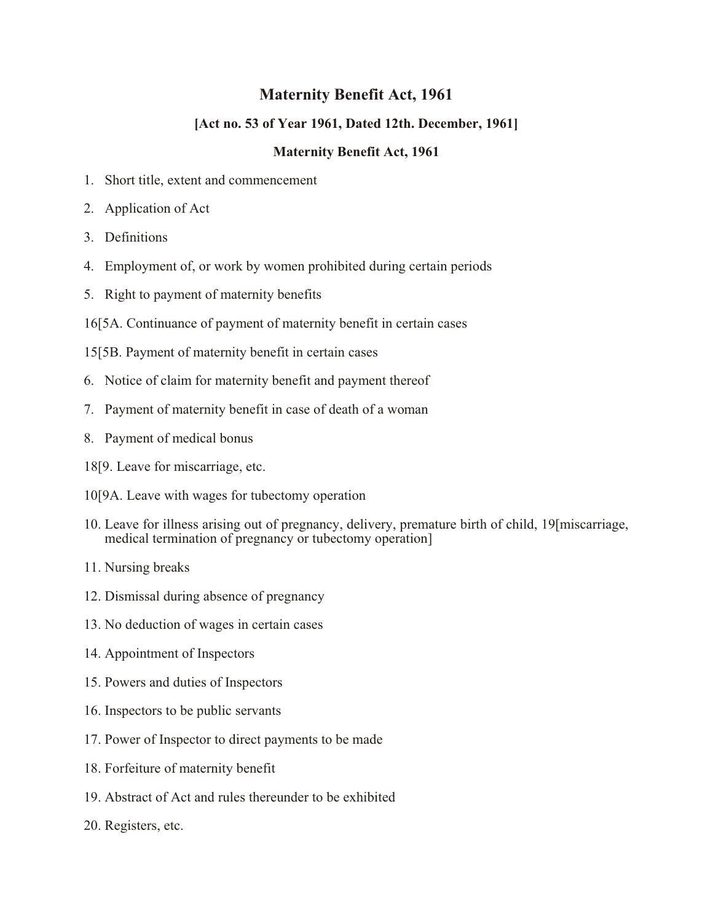# Maternity Benefit Act, 1961

### [Act no. 53 of Year 1961, Dated 12th. December, 1961]

### Maternity Benefit Act, 1961

1. Short title, extent and commencement
2. Application of Act
3. Definitions
4. Employment of, or work by women prohibited during certain periods
5. Right to payment of maternity benefits

16[5A. Continuance of payment of maternity benefit in certain cases

15[5B. Payment of maternity benefit in certain cases

6. Notice of claim for maternity benefit and payment thereof
7. Payment of maternity benefit in case of death of a woman
8. Payment of medical bonus

18[9. Leave for miscarriage, etc.

10[9A. Leave with wages for tubectomy operation

10. Leave for illness arising out of pregnancy, delivery, premature birth of child, 19[miscarriage, medical termination of pregnancy or tubectomy operation]
11. Nursing breaks
12. Dismissal during absence of pregnancy
13. No deduction of wages in certain cases
14. Appointment of Inspectors
15. Powers and duties of Inspectors
16. Inspectors to be public servants
17. Power of Inspector to direct payments to be made
18. Forfeiture of maternity benefit
19. Abstract of Act and rules thereunder to be exhibited
20. Registers, etc.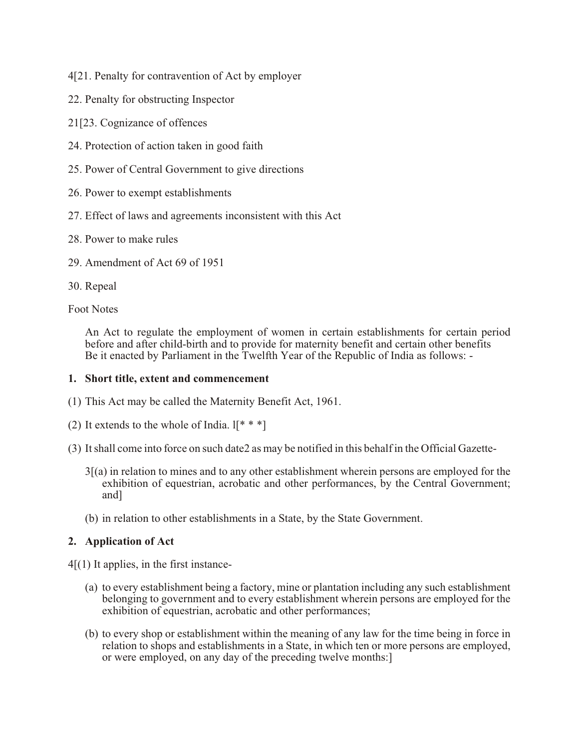4[21. Penalty for contravention of Act by employer

22. Penalty for obstructing Inspector

21[23. Cognizance of offences

24. Protection of action taken in good faith

25. Power of Central Government to give directions

26. Power to exempt establishments

27. Effect of laws and agreements inconsistent with this Act

28. Power to make rules

29. Amendment of Act 69 of 1951

30. Repeal

Foot Notes

An Act to regulate the employment of women in certain establishments for certain period before and after child-birth and to provide for maternity benefit and certain other benefits
Be it enacted by Parliament in the Twelfth Year of the Republic of India as follows: -

**1. Short title, extent and commencement**

(1) This Act may be called the Maternity Benefit Act, 1961.

(2) It extends to the whole of India. l[* * *]

(3) It shall come into force on such date2 as may be notified in this behalf in the Official Gazette-

3[(a) in relation to mines and to any other establishment wherein persons are employed for the exhibition of equestrian, acrobatic and other performances, by the Central Government; and]

(b) in relation to other establishments in a State, by the State Government.

**2. Application of Act**

4[(1) It applies, in the first instance-

(a) to every establishment being a factory, mine or plantation including any such establishment belonging to government and to every establishment wherein persons are employed for the exhibition of equestrian, acrobatic and other performances;

(b) to every shop or establishment within the meaning of any law for the time being in force in relation to shops and establishments in a State, in which ten or more persons are employed, or were employed, on any day of the preceding twelve months:]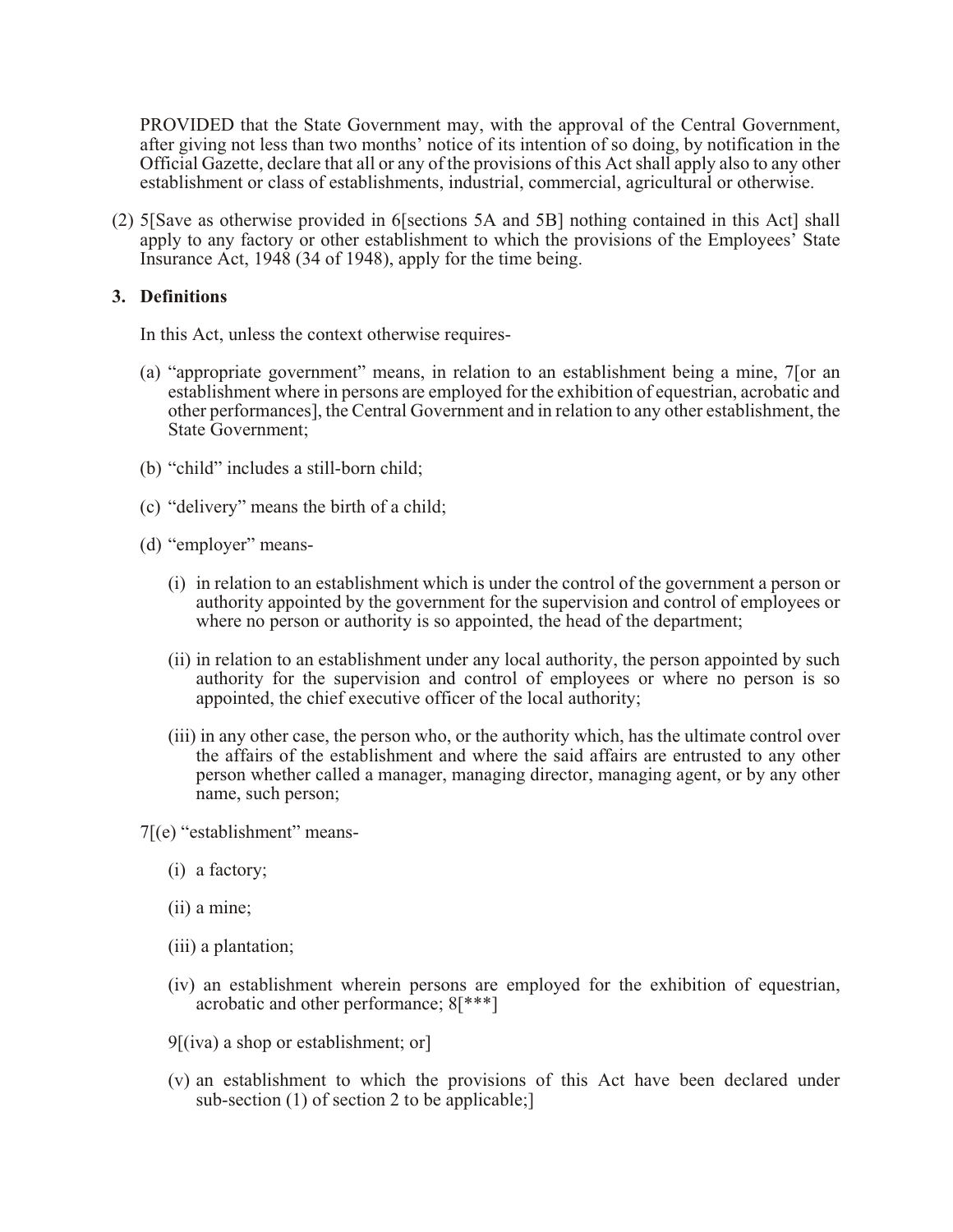PROVIDED that the State Government may, with the approval of the Central Government, after giving not less than two months' notice of its intention of so doing, by notification in the Official Gazette, declare that all or any of the provisions of this Act shall apply also to any other establishment or class of establishments, industrial, commercial, agricultural or otherwise.

(2) 5[Save as otherwise provided in 6[sections 5A and 5B] nothing contained in this Act] shall apply to any factory or other establishment to which the provisions of the Employees' State Insurance Act, 1948 (34 of 1948), apply for the time being.

**3. Definitions**

In this Act, unless the context otherwise requires-

(a) "appropriate government" means, in relation to an establishment being a mine, 7[or an establishment where in persons are employed for the exhibition of equestrian, acrobatic and other performances], the Central Government and in relation to any other establishment, the State Government;

(b) "child" includes a still-born child;

(c) "delivery" means the birth of a child;

(d) "employer" means-

(i) in relation to an establishment which is under the control of the government a person or authority appointed by the government for the supervision and control of employees or where no person or authority is so appointed, the head of the department;

(ii) in relation to an establishment under any local authority, the person appointed by such authority for the supervision and control of employees or where no person is so appointed, the chief executive officer of the local authority;

(iii) in any other case, the person who, or the authority which, has the ultimate control over the affairs of the establishment and where the said affairs are entrusted to any other person whether called a manager, managing director, managing agent, or by any other name, such person;

7[(e) "establishment" means-

(i) a factory;

(ii) a mine;

(iii) a plantation;

(iv) an establishment wherein persons are employed for the exhibition of equestrian, acrobatic and other performance; 8[***]

9[(iva) a shop or establishment; or]

(v) an establishment to which the provisions of this Act have been declared under sub-section (1) of section 2 to be applicable;]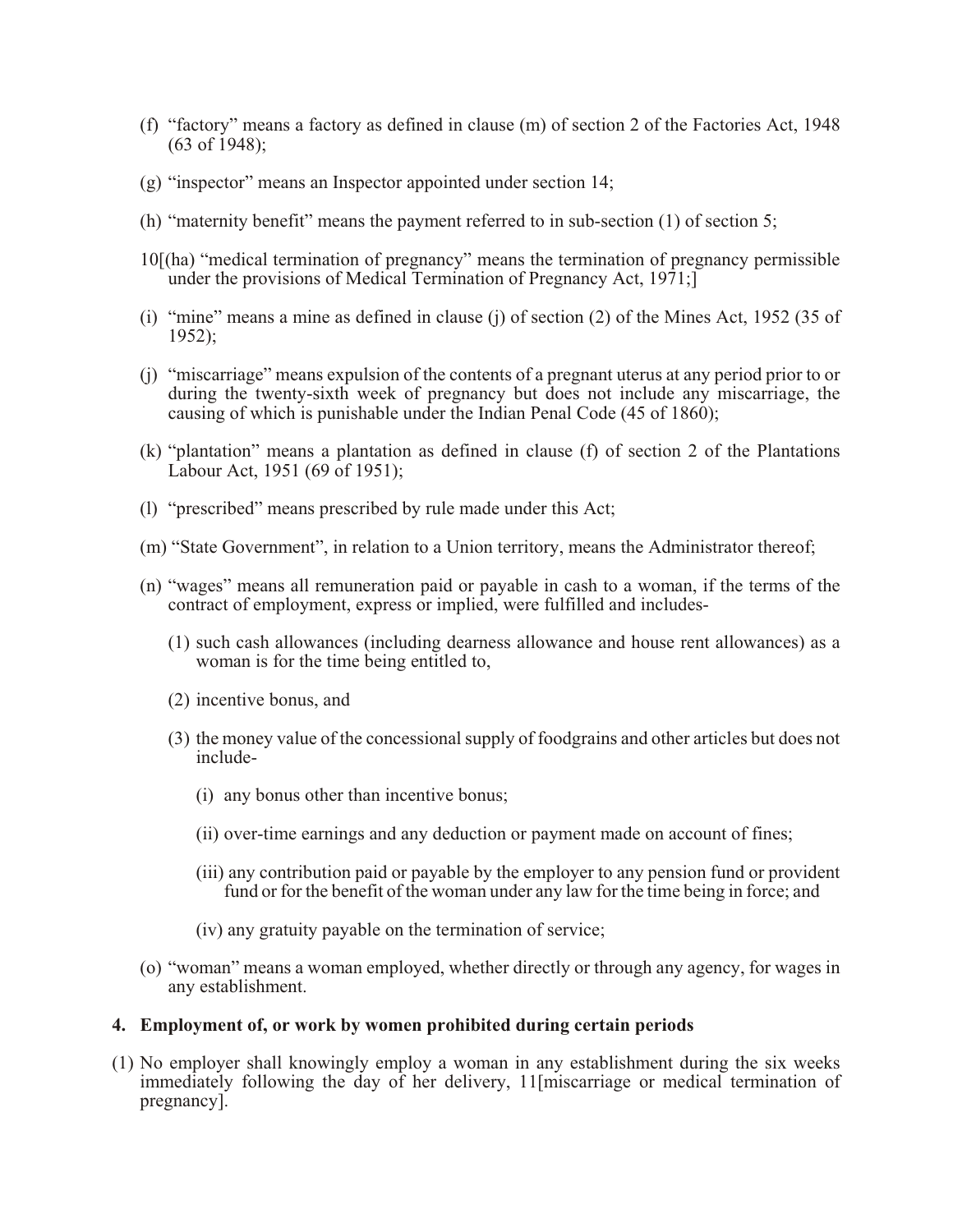(f) "factory" means a factory as defined in clause (m) of section 2 of the Factories Act, 1948 (63 of 1948);

(g) "inspector" means an Inspector appointed under section 14;

(h) "maternity benefit" means the payment referred to in sub-section (1) of section 5;

10[(ha) "medical termination of pregnancy" means the termination of pregnancy permissible under the provisions of Medical Termination of Pregnancy Act, 1971;]

(i) "mine" means a mine as defined in clause (j) of section (2) of the Mines Act, 1952 (35 of 1952);

(j) "miscarriage" means expulsion of the contents of a pregnant uterus at any period prior to or during the twenty-sixth week of pregnancy but does not include any miscarriage, the causing of which is punishable under the Indian Penal Code (45 of 1860);

(k) "plantation" means a plantation as defined in clause (f) of section 2 of the Plantations Labour Act, 1951 (69 of 1951);

(l) "prescribed" means prescribed by rule made under this Act;

(m) "State Government", in relation to a Union territory, means the Administrator thereof;

(n) "wages" means all remuneration paid or payable in cash to a woman, if the terms of the contract of employment, express or implied, were fulfilled and includes-

   (1) such cash allowances (including dearness allowance and house rent allowances) as a woman is for the time being entitled to,

   (2) incentive bonus, and

   (3) the money value of the concessional supply of foodgrains and other articles but does not include-

      (i) any bonus other than incentive bonus;

      (ii) over-time earnings and any deduction or payment made on account of fines;

      (iii) any contribution paid or payable by the employer to any pension fund or provident fund or for the benefit of the woman under any law for the time being in force; and

      (iv) any gratuity payable on the termination of service;

(o) "woman" means a woman employed, whether directly or through any agency, for wages in any establishment.

### 4. Employment of, or work by women prohibited during certain periods

(1) No employer shall knowingly employ a woman in any establishment during the six weeks immediately following the day of her delivery, 11[miscarriage or medical termination of pregnancy].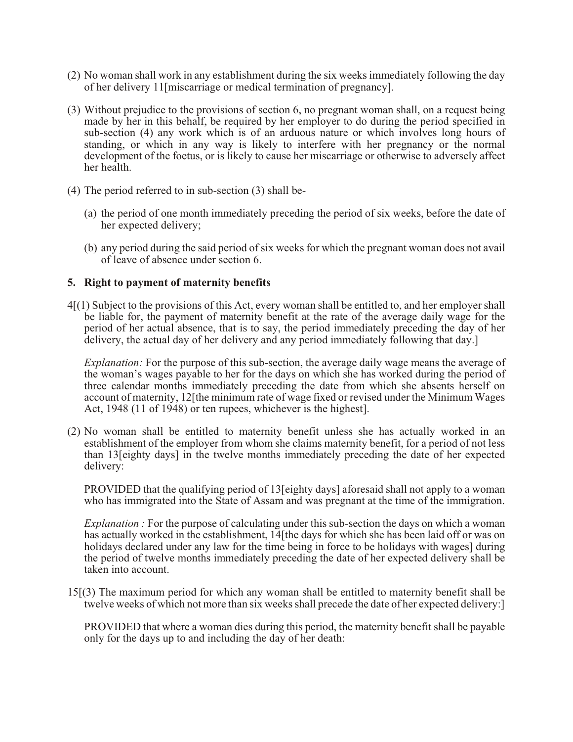(2) No woman shall work in any establishment during the six weeks immediately following the day of her delivery 11[miscarriage or medical termination of pregnancy].

(3) Without prejudice to the provisions of section 6, no pregnant woman shall, on a request being made by her in this behalf, be required by her employer to do during the period specified in sub-section (4) any work which is of an arduous nature or which involves long hours of standing, or which in any way is likely to interfere with her pregnancy or the normal development of the foetus, or is likely to cause her miscarriage or otherwise to adversely affect her health.

(4) The period referred to in sub-section (3) shall be-

(a) the period of one month immediately preceding the period of six weeks, before the date of her expected delivery;

(b) any period during the said period of six weeks for which the pregnant woman does not avail of leave of absence under section 6.

### 5. Right to payment of maternity benefits

4[(1) Subject to the provisions of this Act, every woman shall be entitled to, and her employer shall be liable for, the payment of maternity benefit at the rate of the average daily wage for the period of her actual absence, that is to say, the period immediately preceding the day of her delivery, the actual day of her delivery and any period immediately following that day.]

*Explanation:* For the purpose of this sub-section, the average daily wage means the average of the woman's wages payable to her for the days on which she has worked during the period of three calendar months immediately preceding the date from which she absents herself on account of maternity, 12[the minimum rate of wage fixed or revised under the Minimum Wages Act, 1948 (11 of 1948) or ten rupees, whichever is the highest].

(2) No woman shall be entitled to maternity benefit unless she has actually worked in an establishment of the employer from whom she claims maternity benefit, for a period of not less than 13[eighty days] in the twelve months immediately preceding the date of her expected delivery:

PROVIDED that the qualifying period of 13[eighty days] aforesaid shall not apply to a woman who has immigrated into the State of Assam and was pregnant at the time of the immigration.

*Explanation :* For the purpose of calculating under this sub-section the days on which a woman has actually worked in the establishment, 14[the days for which she has been laid off or was on holidays declared under any law for the time being in force to be holidays with wages] during the period of twelve months immediately preceding the date of her expected delivery shall be taken into account.

15[(3) The maximum period for which any woman shall be entitled to maternity benefit shall be twelve weeks of which not more than six weeks shall precede the date of her expected delivery:]

PROVIDED that where a woman dies during this period, the maternity benefit shall be payable only for the days up to and including the day of her death: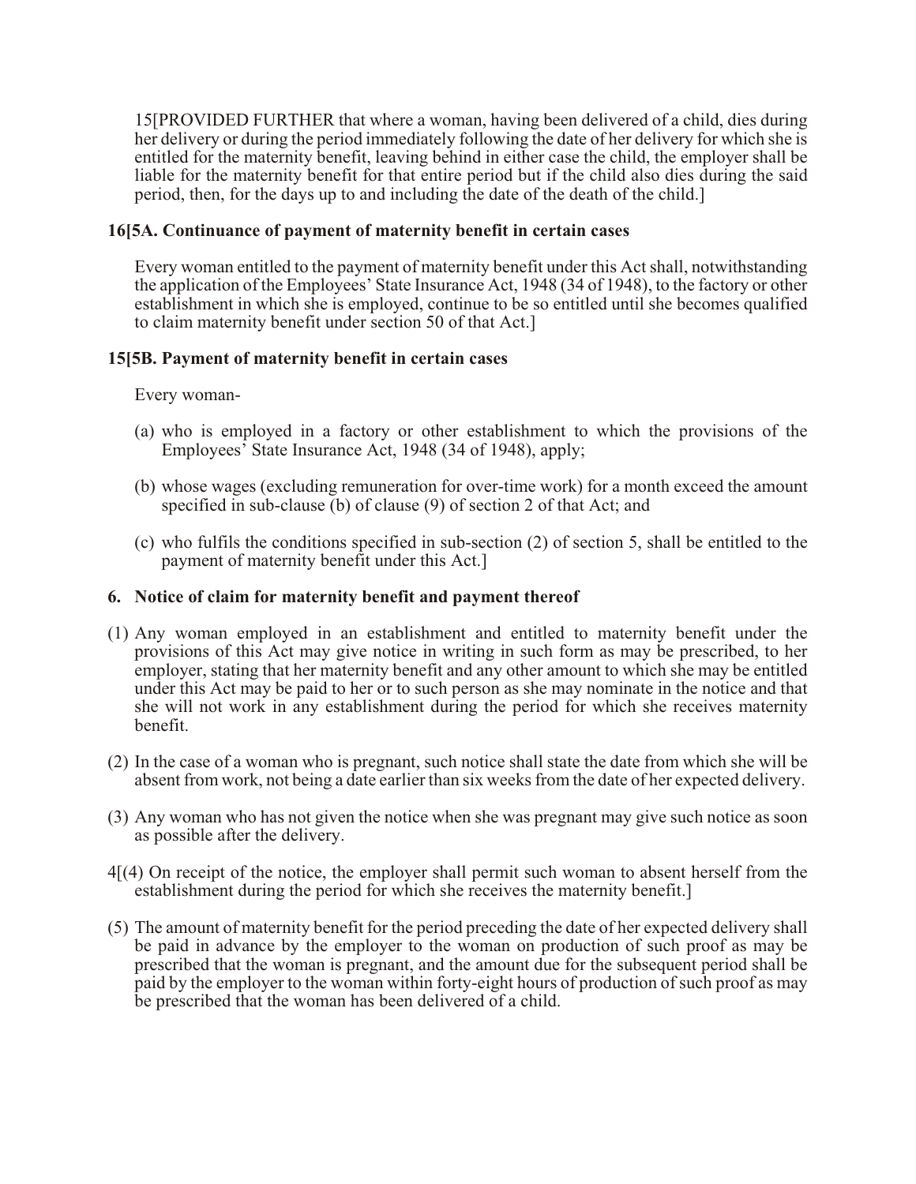15[PROVIDED FURTHER that where a woman, having been delivered of a child, dies during her delivery or during the period immediately following the date of her delivery for which she is entitled for the maternity benefit, leaving behind in either case the child, the employer shall be liable for the maternity benefit for that entire period but if the child also dies during the said period, then, for the days up to and including the date of the death of the child.]

### 16[5A. Continuance of payment of maternity benefit in certain cases

Every woman entitled to the payment of maternity benefit under this Act shall, notwithstanding the application of the Employees' State Insurance Act, 1948 (34 of 1948), to the factory or other establishment in which she is employed, continue to be so entitled until she becomes qualified to claim maternity benefit under section 50 of that Act.]

### 15[5B. Payment of maternity benefit in certain cases

Every woman-

(a) who is employed in a factory or other establishment to which the provisions of the Employees' State Insurance Act, 1948 (34 of 1948), apply;

(b) whose wages (excluding remuneration for over-time work) for a month exceed the amount specified in sub-clause (b) of clause (9) of section 2 of that Act; and

(c) who fulfils the conditions specified in sub-section (2) of section 5, shall be entitled to the payment of maternity benefit under this Act.]

### 6. Notice of claim for maternity benefit and payment thereof

(1) Any woman employed in an establishment and entitled to maternity benefit under the provisions of this Act may give notice in writing in such form as may be prescribed, to her employer, stating that her maternity benefit and any other amount to which she may be entitled under this Act may be paid to her or to such person as she may nominate in the notice and that she will not work in any establishment during the period for which she receives maternity benefit.

(2) In the case of a woman who is pregnant, such notice shall state the date from which she will be absent from work, not being a date earlier than six weeks from the date of her expected delivery.

(3) Any woman who has not given the notice when she was pregnant may give such notice as soon as possible after the delivery.

4[(4) On receipt of the notice, the employer shall permit such woman to absent herself from the establishment during the period for which she receives the maternity benefit.]

(5) The amount of maternity benefit for the period preceding the date of her expected delivery shall be paid in advance by the employer to the woman on production of such proof as may be prescribed that the woman is pregnant, and the amount due for the subsequent period shall be paid by the employer to the woman within forty-eight hours of production of such proof as may be prescribed that the woman has been delivered of a child.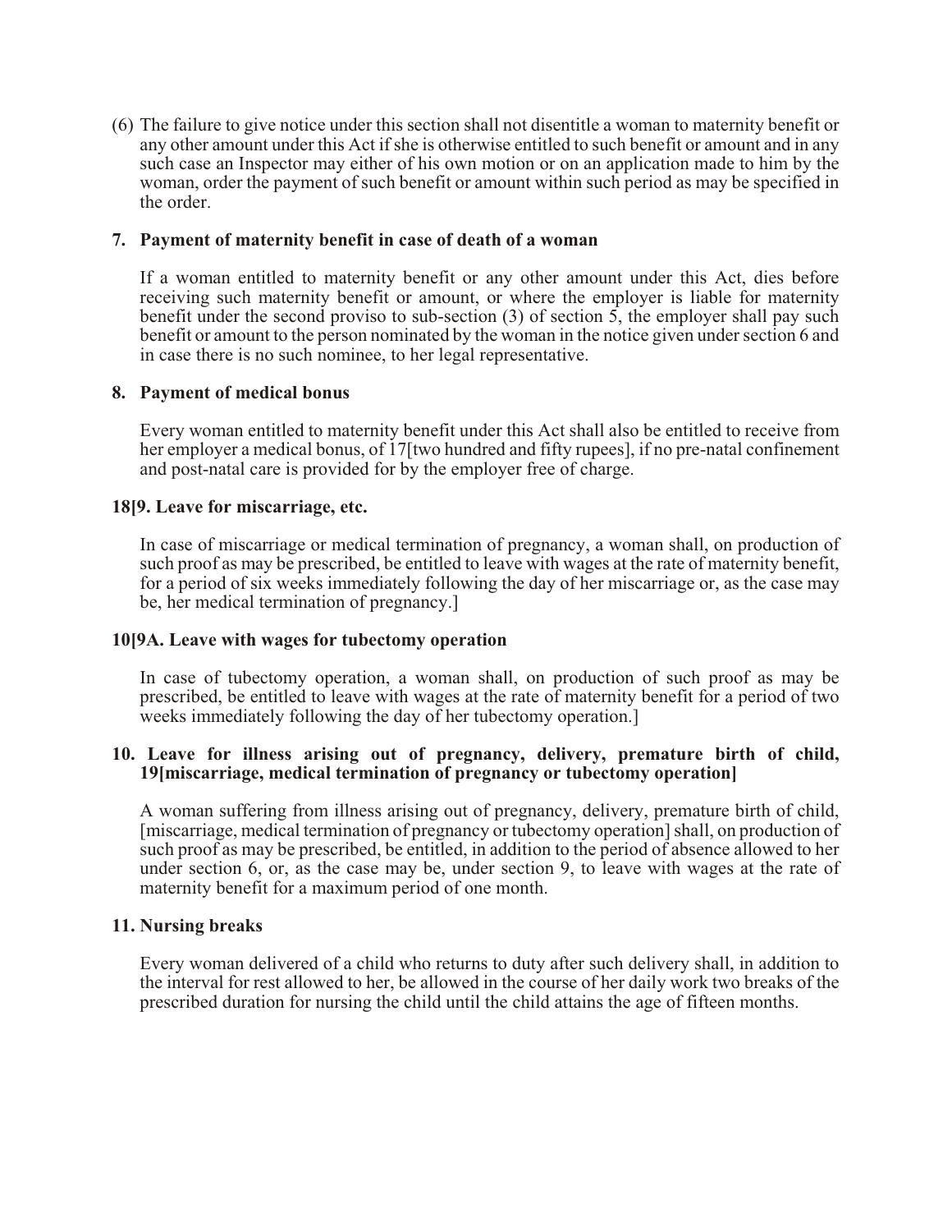(6) The failure to give notice under this section shall not disentitle a woman to maternity benefit or any other amount under this Act if she is otherwise entitled to such benefit or amount and in any such case an Inspector may either of his own motion or on an application made to him by the woman, order the payment of such benefit or amount within such period as may be specified in the order.

### 7. Payment of maternity benefit in case of death of a woman

If a woman entitled to maternity benefit or any other amount under this Act, dies before receiving such maternity benefit or amount, or where the employer is liable for maternity benefit under the second proviso to sub-section (3) of section 5, the employer shall pay such benefit or amount to the person nominated by the woman in the notice given under section 6 and in case there is no such nominee, to her legal representative.

### 8. Payment of medical bonus

Every woman entitled to maternity benefit under this Act shall also be entitled to receive from her employer a medical bonus, of 17[two hundred and fifty rupees], if no pre-natal confinement and post-natal care is provided for by the employer free of charge.

### 18[9. Leave for miscarriage, etc.

In case of miscarriage or medical termination of pregnancy, a woman shall, on production of such proof as may be prescribed, be entitled to leave with wages at the rate of maternity benefit, for a period of six weeks immediately following the day of her miscarriage or, as the case may be, her medical termination of pregnancy.]

### 10[9A. Leave with wages for tubectomy operation

In case of tubectomy operation, a woman shall, on production of such proof as may be prescribed, be entitled to leave with wages at the rate of maternity benefit for a period of two weeks immediately following the day of her tubectomy operation.]

### 10. Leave for illness arising out of pregnancy, delivery, premature birth of child, 19[miscarriage, medical termination of pregnancy or tubectomy operation]

A woman suffering from illness arising out of pregnancy, delivery, premature birth of child, [miscarriage, medical termination of pregnancy or tubectomy operation] shall, on production of such proof as may be prescribed, be entitled, in addition to the period of absence allowed to her under section 6, or, as the case may be, under section 9, to leave with wages at the rate of maternity benefit for a maximum period of one month.

### 11. Nursing breaks

Every woman delivered of a child who returns to duty after such delivery shall, in addition to the interval for rest allowed to her, be allowed in the course of her daily work two breaks of the prescribed duration for nursing the child until the child attains the age of fifteen months.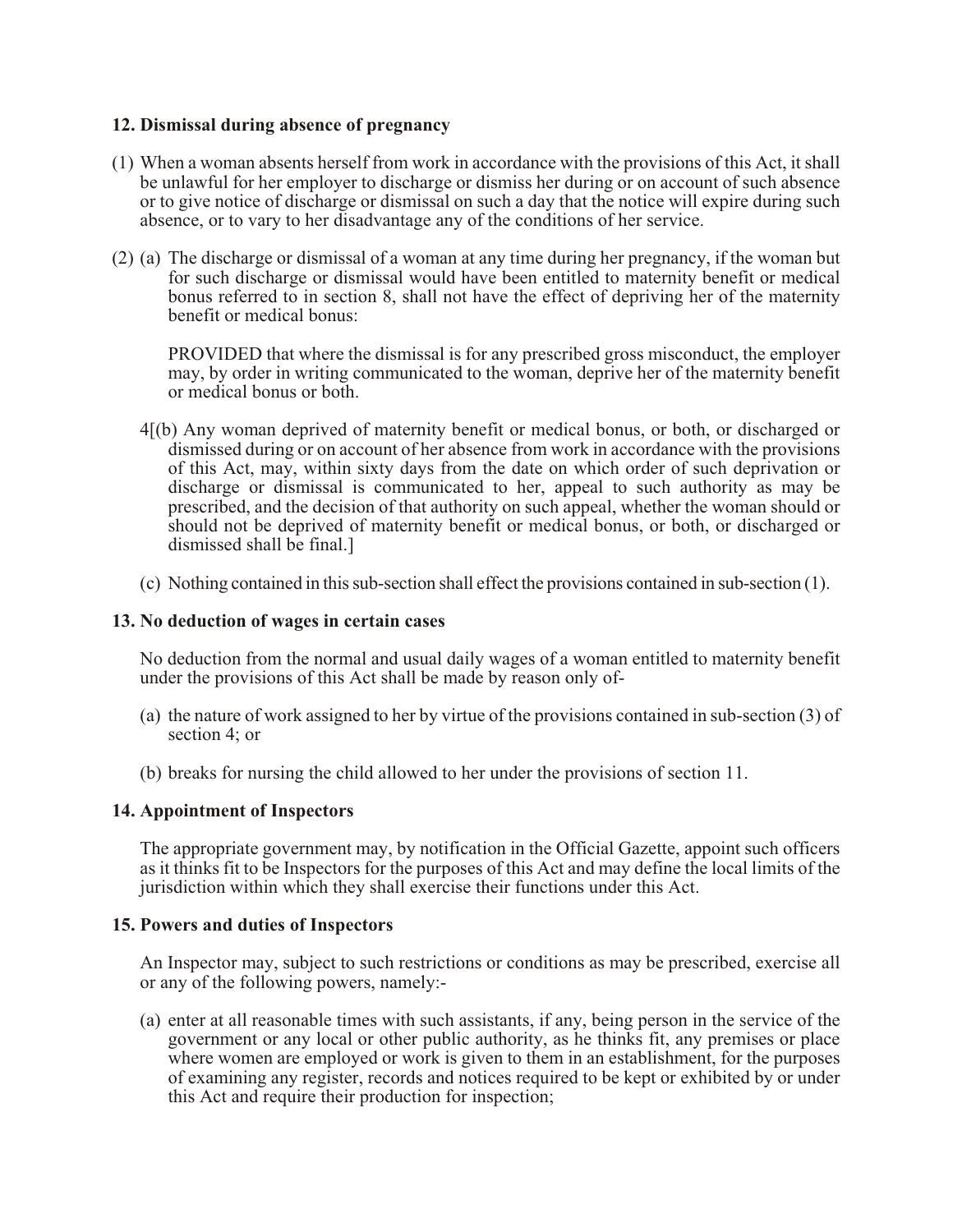### 12. Dismissal during absence of pregnancy

(1) When a woman absents herself from work in accordance with the provisions of this Act, it shall be unlawful for her employer to discharge or dismiss her during or on account of such absence or to give notice of discharge or dismissal on such a day that the notice will expire during such absence, or to vary to her disadvantage any of the conditions of her service.

(2) (a) The discharge or dismissal of a woman at any time during her pregnancy, if the woman but for such discharge or dismissal would have been entitled to maternity benefit or medical bonus referred to in section 8, shall not have the effect of depriving her of the maternity benefit or medical bonus:

PROVIDED that where the dismissal is for any prescribed gross misconduct, the employer may, by order in writing communicated to the woman, deprive her of the maternity benefit or medical bonus or both.

4[(b) Any woman deprived of maternity benefit or medical bonus, or both, or discharged or dismissed during or on account of her absence from work in accordance with the provisions of this Act, may, within sixty days from the date on which order of such deprivation or discharge or dismissal is communicated to her, appeal to such authority as may be prescribed, and the decision of that authority on such appeal, whether the woman should or should not be deprived of maternity benefit or medical bonus, or both, or discharged or dismissed shall be final.]

(c) Nothing contained in this sub-section shall effect the provisions contained in sub-section (1).

### 13. No deduction of wages in certain cases

No deduction from the normal and usual daily wages of a woman entitled to maternity benefit under the provisions of this Act shall be made by reason only of-

(a) the nature of work assigned to her by virtue of the provisions contained in sub-section (3) of section 4; or

(b) breaks for nursing the child allowed to her under the provisions of section 11.

### 14. Appointment of Inspectors

The appropriate government may, by notification in the Official Gazette, appoint such officers as it thinks fit to be Inspectors for the purposes of this Act and may define the local limits of the jurisdiction within which they shall exercise their functions under this Act.

### 15. Powers and duties of Inspectors

An Inspector may, subject to such restrictions or conditions as may be prescribed, exercise all or any of the following powers, namely:-

(a) enter at all reasonable times with such assistants, if any, being person in the service of the government or any local or other public authority, as he thinks fit, any premises or place where women are employed or work is given to them in an establishment, for the purposes of examining any register, records and notices required to be kept or exhibited by or under this Act and require their production for inspection;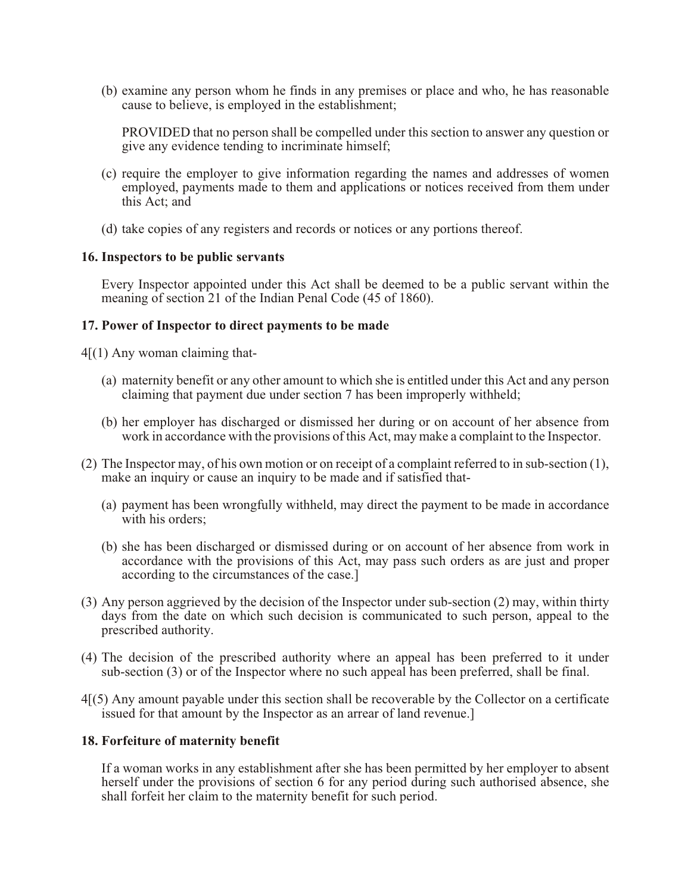(b) examine any person whom he finds in any premises or place and who, he has reasonable cause to believe, is employed in the establishment;

PROVIDED that no person shall be compelled under this section to answer any question or give any evidence tending to incriminate himself;

(c) require the employer to give information regarding the names and addresses of women employed, payments made to them and applications or notices received from them under this Act; and

(d) take copies of any registers and records or notices or any portions thereof.

**16. Inspectors to be public servants**

Every Inspector appointed under this Act shall be deemed to be a public servant within the meaning of section 21 of the Indian Penal Code (45 of 1860).

**17. Power of Inspector to direct payments to be made**

4[(1) Any woman claiming that-

(a) maternity benefit or any other amount to which she is entitled under this Act and any person claiming that payment due under section 7 has been improperly withheld;

(b) her employer has discharged or dismissed her during or on account of her absence from work in accordance with the provisions of this Act, may make a complaint to the Inspector.

(2) The Inspector may, of his own motion or on receipt of a complaint referred to in sub-section (1), make an inquiry or cause an inquiry to be made and if satisfied that-

(a) payment has been wrongfully withheld, may direct the payment to be made in accordance with his orders;

(b) she has been discharged or dismissed during or on account of her absence from work in accordance with the provisions of this Act, may pass such orders as are just and proper according to the circumstances of the case.]

(3) Any person aggrieved by the decision of the Inspector under sub-section (2) may, within thirty days from the date on which such decision is communicated to such person, appeal to the prescribed authority.

(4) The decision of the prescribed authority where an appeal has been preferred to it under sub-section (3) or of the Inspector where no such appeal has been preferred, shall be final.

4[(5) Any amount payable under this section shall be recoverable by the Collector on a certificate issued for that amount by the Inspector as an arrear of land revenue.]

**18. Forfeiture of maternity benefit**

If a woman works in any establishment after she has been permitted by her employer to absent herself under the provisions of section 6 for any period during such authorised absence, she shall forfeit her claim to the maternity benefit for such period.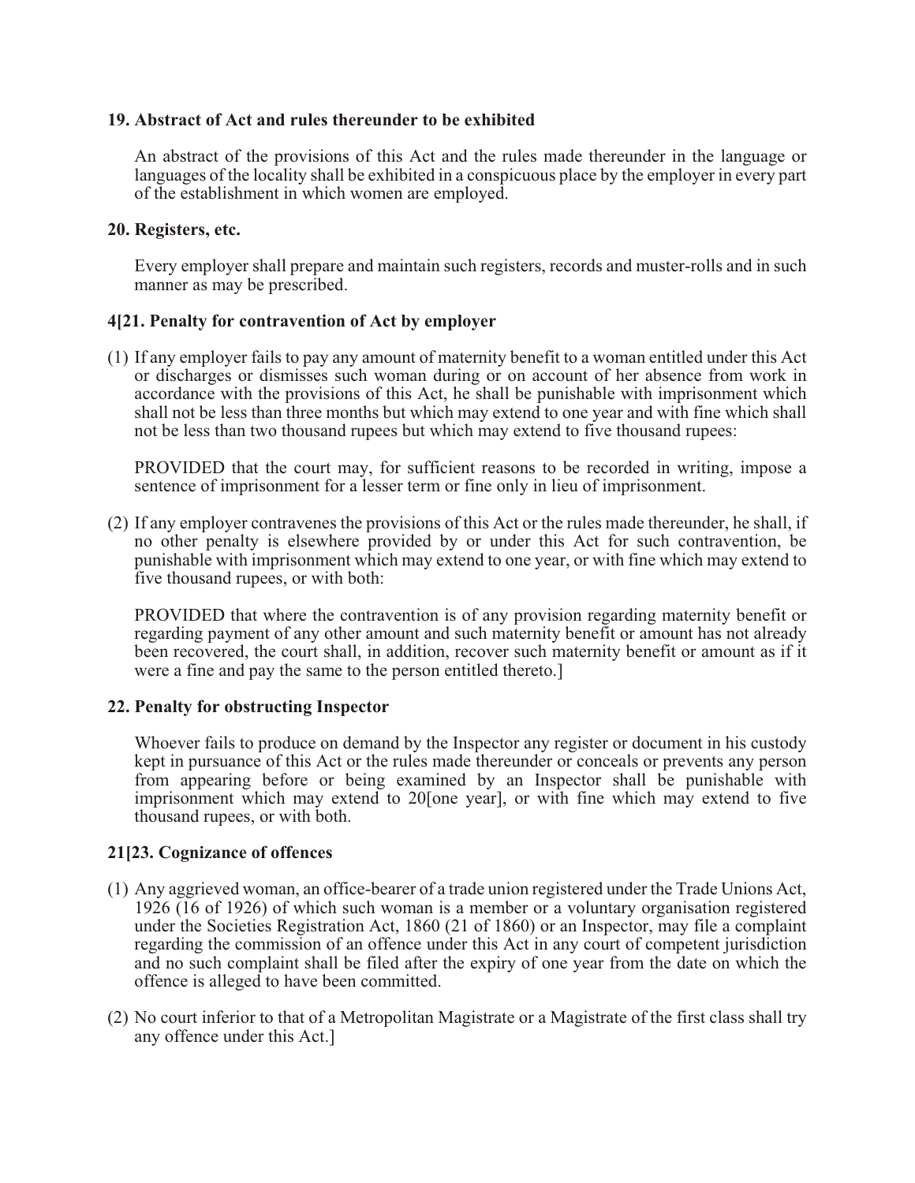**19. Abstract of Act and rules thereunder to be exhibited**

An abstract of the provisions of this Act and the rules made thereunder in the language or languages of the locality shall be exhibited in a conspicuous place by the employer in every part of the establishment in which women are employed.

**20. Registers, etc.**

Every employer shall prepare and maintain such registers, records and muster-rolls and in such manner as may be prescribed.

**4[21. Penalty for contravention of Act by employer**

(1) If any employer fails to pay any amount of maternity benefit to a woman entitled under this Act or discharges or dismisses such woman during or on account of her absence from work in accordance with the provisions of this Act, he shall be punishable with imprisonment which shall not be less than three months but which may extend to one year and with fine which shall not be less than two thousand rupees but which may extend to five thousand rupees:

PROVIDED that the court may, for sufficient reasons to be recorded in writing, impose a sentence of imprisonment for a lesser term or fine only in lieu of imprisonment.

(2) If any employer contravenes the provisions of this Act or the rules made thereunder, he shall, if no other penalty is elsewhere provided by or under this Act for such contravention, be punishable with imprisonment which may extend to one year, or with fine which may extend to five thousand rupees, or with both:

PROVIDED that where the contravention is of any provision regarding maternity benefit or regarding payment of any other amount and such maternity benefit or amount has not already been recovered, the court shall, in addition, recover such maternity benefit or amount as if it were a fine and pay the same to the person entitled thereto.]

**22. Penalty for obstructing Inspector**

Whoever fails to produce on demand by the Inspector any register or document in his custody kept in pursuance of this Act or the rules made thereunder or conceals or prevents any person from appearing before or being examined by an Inspector shall be punishable with imprisonment which may extend to 20[one year], or with fine which may extend to five thousand rupees, or with both.

**21[23. Cognizance of offences**

(1) Any aggrieved woman, an office-bearer of a trade union registered under the Trade Unions Act, 1926 (16 of 1926) of which such woman is a member or a voluntary organisation registered under the Societies Registration Act, 1860 (21 of 1860) or an Inspector, may file a complaint regarding the commission of an offence under this Act in any court of competent jurisdiction and no such complaint shall be filed after the expiry of one year from the date on which the offence is alleged to have been committed.

(2) No court inferior to that of a Metropolitan Magistrate or a Magistrate of the first class shall try any offence under this Act.]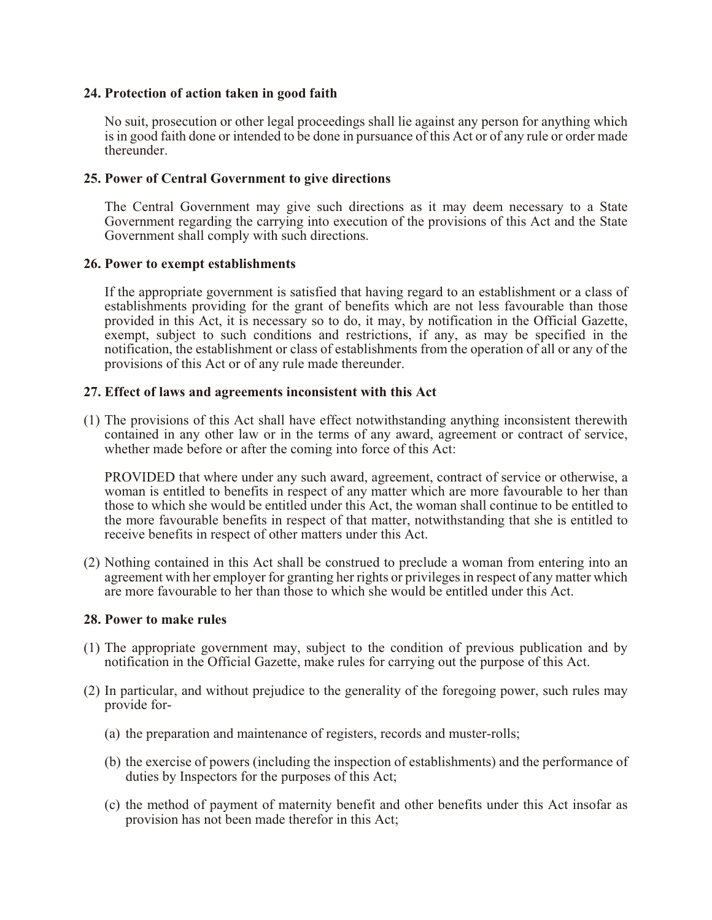### 24. Protection of action taken in good faith

No suit, prosecution or other legal proceedings shall lie against any person for anything which is in good faith done or intended to be done in pursuance of this Act or of any rule or order made thereunder.

### 25. Power of Central Government to give directions

The Central Government may give such directions as it may deem necessary to a State Government regarding the carrying into execution of the provisions of this Act and the State Government shall comply with such directions.

### 26. Power to exempt establishments

If the appropriate government is satisfied that having regard to an establishment or a class of establishments providing for the grant of benefits which are not less favourable than those provided in this Act, it is necessary so to do, it may, by notification in the Official Gazette, exempt, subject to such conditions and restrictions, if any, as may be specified in the notification, the establishment or class of establishments from the operation of all or any of the provisions of this Act or of any rule made thereunder.

### 27. Effect of laws and agreements inconsistent with this Act

(1) The provisions of this Act shall have effect notwithstanding anything inconsistent therewith contained in any other law or in the terms of any award, agreement or contract of service, whether made before or after the coming into force of this Act:

PROVIDED that where under any such award, agreement, contract of service or otherwise, a woman is entitled to benefits in respect of any matter which are more favourable to her than those to which she would be entitled under this Act, the woman shall continue to be entitled to the more favourable benefits in respect of that matter, notwithstanding that she is entitled to receive benefits in respect of other matters under this Act.

(2) Nothing contained in this Act shall be construed to preclude a woman from entering into an agreement with her employer for granting her rights or privileges in respect of any matter which are more favourable to her than those to which she would be entitled under this Act.

### 28. Power to make rules

(1) The appropriate government may, subject to the condition of previous publication and by notification in the Official Gazette, make rules for carrying out the purpose of this Act.

(2) In particular, and without prejudice to the generality of the foregoing power, such rules may provide for-

(a) the preparation and maintenance of registers, records and muster-rolls;

(b) the exercise of powers (including the inspection of establishments) and the performance of duties by Inspectors for the purposes of this Act;

(c) the method of payment of maternity benefit and other benefits under this Act insofar as provision has not been made therefor in this Act;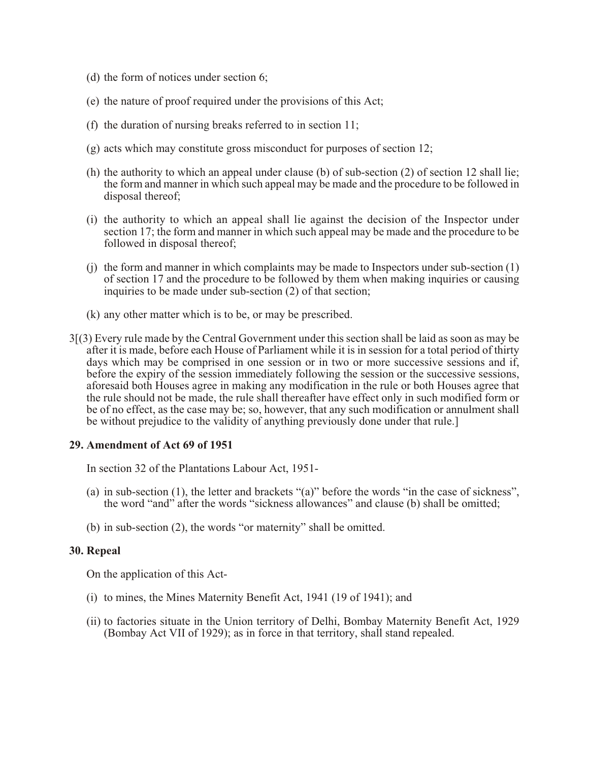(d) the form of notices under section 6;

(e) the nature of proof required under the provisions of this Act;

(f) the duration of nursing breaks referred to in section 11;

(g) acts which may constitute gross misconduct for purposes of section 12;

(h) the authority to which an appeal under clause (b) of sub-section (2) of section 12 shall lie; the form and manner in which such appeal may be made and the procedure to be followed in disposal thereof;

(i) the authority to which an appeal shall lie against the decision of the Inspector under section 17; the form and manner in which such appeal may be made and the procedure to be followed in disposal thereof;

(j) the form and manner in which complaints may be made to Inspectors under sub-section (1) of section 17 and the procedure to be followed by them when making inquiries or causing inquiries to be made under sub-section (2) of that section;

(k) any other matter which is to be, or may be prescribed.

3[(3) Every rule made by the Central Government under this section shall be laid as soon as may be after it is made, before each House of Parliament while it is in session for a total period of thirty days which may be comprised in one session or in two or more successive sessions and if, before the expiry of the session immediately following the session or the successive sessions, aforesaid both Houses agree in making any modification in the rule or both Houses agree that the rule should not be made, the rule shall thereafter have effect only in such modified form or be of no effect, as the case may be; so, however, that any such modification or annulment shall be without prejudice to the validity of anything previously done under that rule.]

**29. Amendment of Act 69 of 1951**

In section 32 of the Plantations Labour Act, 1951-

(a) in sub-section (1), the letter and brackets "(a)" before the words "in the case of sickness", the word "and" after the words "sickness allowances" and clause (b) shall be omitted;

(b) in sub-section (2), the words "or maternity" shall be omitted.

**30. Repeal**

On the application of this Act-

(i) to mines, the Mines Maternity Benefit Act, 1941 (19 of 1941); and

(ii) to factories situate in the Union territory of Delhi, Bombay Maternity Benefit Act, 1929 (Bombay Act VII of 1929); as in force in that territory, shall stand repealed.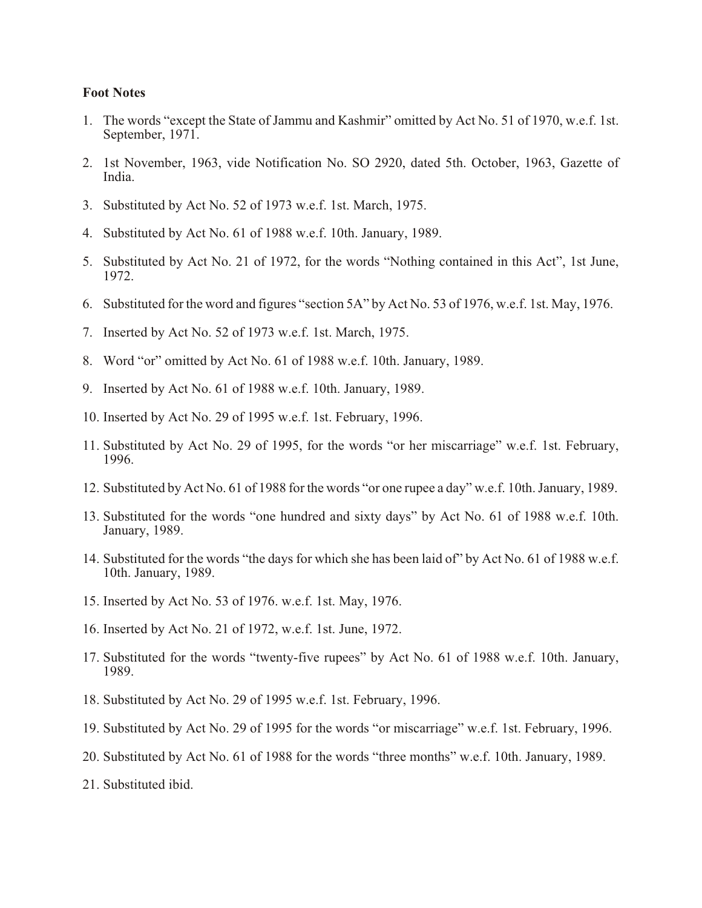**Foot Notes**

1. The words "except the State of Jammu and Kashmir" omitted by Act No. 51 of 1970, w.e.f. 1st. September, 1971.

2. 1st November, 1963, vide Notification No. SO 2920, dated 5th. October, 1963, Gazette of India.

3. Substituted by Act No. 52 of 1973 w.e.f. 1st. March, 1975.

4. Substituted by Act No. 61 of 1988 w.e.f. 10th. January, 1989.

5. Substituted by Act No. 21 of 1972, for the words "Nothing contained in this Act", 1st June, 1972.

6. Substituted for the word and figures "section 5A" by Act No. 53 of 1976, w.e.f. 1st. May, 1976.

7. Inserted by Act No. 52 of 1973 w.e.f. 1st. March, 1975.

8. Word "or" omitted by Act No. 61 of 1988 w.e.f. 10th. January, 1989.

9. Inserted by Act No. 61 of 1988 w.e.f. 10th. January, 1989.

10. Inserted by Act No. 29 of 1995 w.e.f. 1st. February, 1996.

11. Substituted by Act No. 29 of 1995, for the words "or her miscarriage" w.e.f. 1st. February, 1996.

12. Substituted by Act No. 61 of 1988 for the words "or one rupee a day" w.e.f. 10th. January, 1989.

13. Substituted for the words "one hundred and sixty days" by Act No. 61 of 1988 w.e.f. 10th. January, 1989.

14. Substituted for the words "the days for which she has been laid of" by Act No. 61 of 1988 w.e.f. 10th. January, 1989.

15. Inserted by Act No. 53 of 1976. w.e.f. 1st. May, 1976.

16. Inserted by Act No. 21 of 1972, w.e.f. 1st. June, 1972.

17. Substituted for the words "twenty-five rupees" by Act No. 61 of 1988 w.e.f. 10th. January, 1989.

18. Substituted by Act No. 29 of 1995 w.e.f. 1st. February, 1996.

19. Substituted by Act No. 29 of 1995 for the words "or miscarriage" w.e.f. 1st. February, 1996.

20. Substituted by Act No. 61 of 1988 for the words "three months" w.e.f. 10th. January, 1989.

21. Substituted ibid.